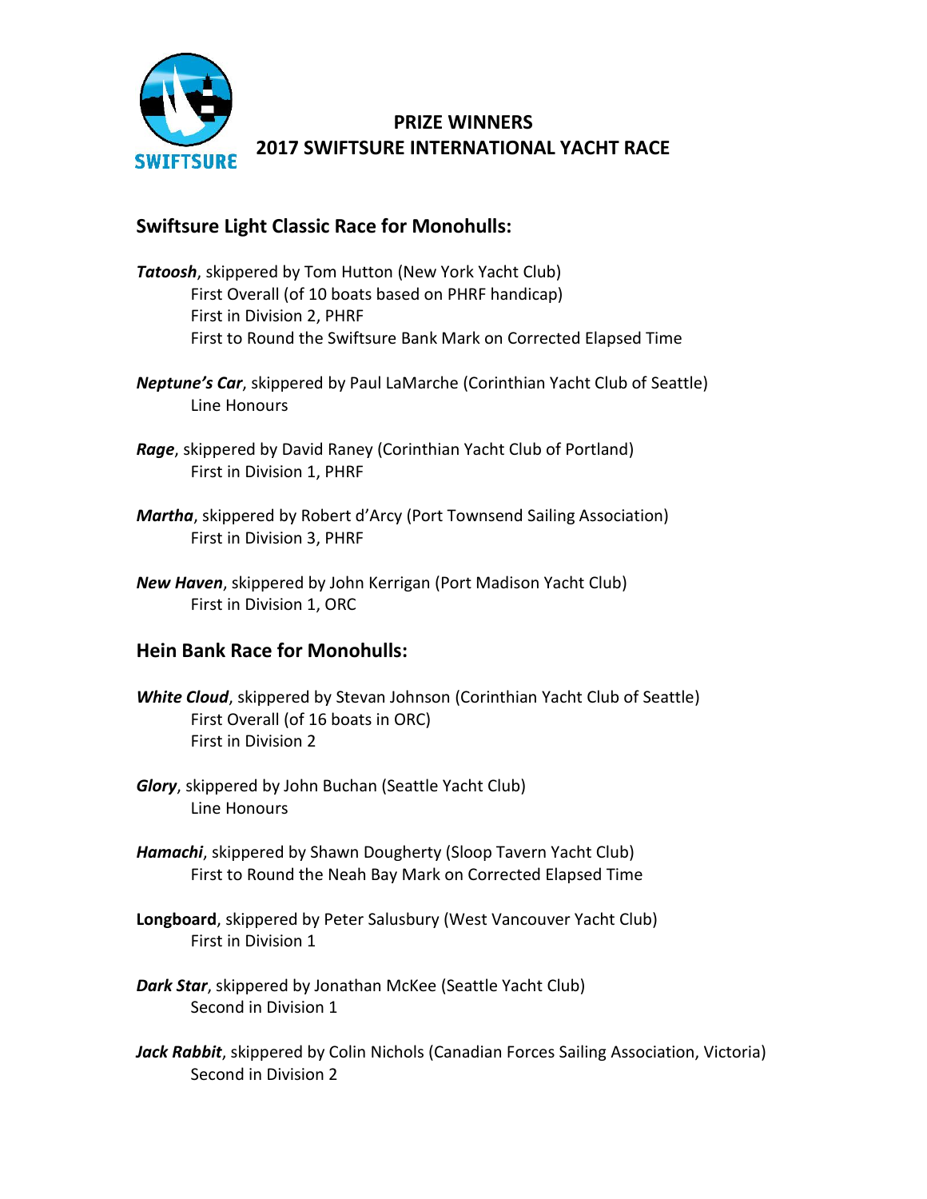# PRIZE WINNERS
# 2017 SWIFTSURE INTERNATIONAL YACHT RACE

## Swiftsure Light Classic Race for Monohulls:

***Tatoosh***, skippered by Tom Hutton (New York Yacht Club)
First Overall (of 10 boats based on PHRF handicap)
First in Division 2, PHRF
First to Round the Swiftsure Bank Mark on Corrected Elapsed Time

***Neptune's Car***, skippered by Paul LaMarche (Corinthian Yacht Club of Seattle)
Line Honours

***Rage***, skippered by David Raney (Corinthian Yacht Club of Portland)
First in Division 1, PHRF

***Martha***, skippered by Robert d'Arcy (Port Townsend Sailing Association)
First in Division 3, PHRF

***New Haven***, skippered by John Kerrigan (Port Madison Yacht Club)
First in Division 1, ORC

## Hein Bank Race for Monohulls:

***White Cloud***, skippered by Stevan Johnson (Corinthian Yacht Club of Seattle)
First Overall (of 16 boats in ORC)
First in Division 2

***Glory***, skippered by John Buchan (Seattle Yacht Club)
Line Honours

***Hamachi***, skippered by Shawn Dougherty (Sloop Tavern Yacht Club)
First to Round the Neah Bay Mark on Corrected Elapsed Time

**Longboard**, skippered by Peter Salusbury (West Vancouver Yacht Club)
First in Division 1

***Dark Star***, skippered by Jonathan McKee (Seattle Yacht Club)
Second in Division 1

***Jack Rabbit***, skippered by Colin Nichols (Canadian Forces Sailing Association, Victoria)
Second in Division 2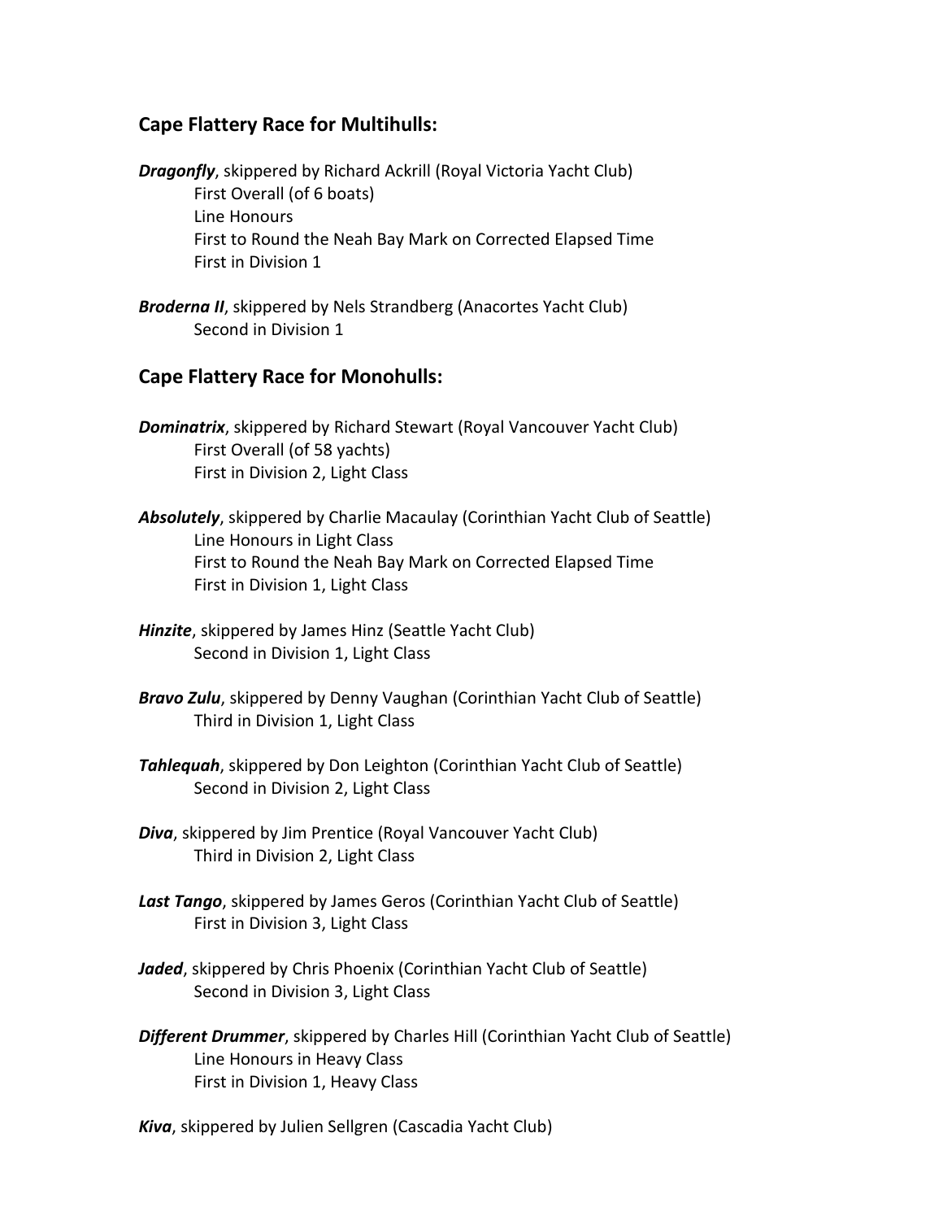## Cape Flattery Race for Multihulls:

***Dragonfly***, skippered by Richard Ackrill (Royal Victoria Yacht Club)
First Overall (of 6 boats)
Line Honours
First to Round the Neah Bay Mark on Corrected Elapsed Time
First in Division 1

***Broderna II***, skippered by Nels Strandberg (Anacortes Yacht Club)
Second in Division 1

## Cape Flattery Race for Monohulls:

***Dominatrix***, skippered by Richard Stewart (Royal Vancouver Yacht Club)
First Overall (of 58 yachts)
First in Division 2, Light Class

***Absolutely***, skippered by Charlie Macaulay (Corinthian Yacht Club of Seattle)
Line Honours in Light Class
First to Round the Neah Bay Mark on Corrected Elapsed Time
First in Division 1, Light Class

***Hinzite***, skippered by James Hinz (Seattle Yacht Club)
Second in Division 1, Light Class

***Bravo Zulu***, skippered by Denny Vaughan (Corinthian Yacht Club of Seattle)
Third in Division 1, Light Class

***Tahlequah***, skippered by Don Leighton (Corinthian Yacht Club of Seattle)
Second in Division 2, Light Class

***Diva***, skippered by Jim Prentice (Royal Vancouver Yacht Club)
Third in Division 2, Light Class

***Last Tango***, skippered by James Geros (Corinthian Yacht Club of Seattle)
First in Division 3, Light Class

***Jaded***, skippered by Chris Phoenix (Corinthian Yacht Club of Seattle)
Second in Division 3, Light Class

***Different Drummer***, skippered by Charles Hill (Corinthian Yacht Club of Seattle)
Line Honours in Heavy Class
First in Division 1, Heavy Class

***Kiva***, skippered by Julien Sellgren (Cascadia Yacht Club)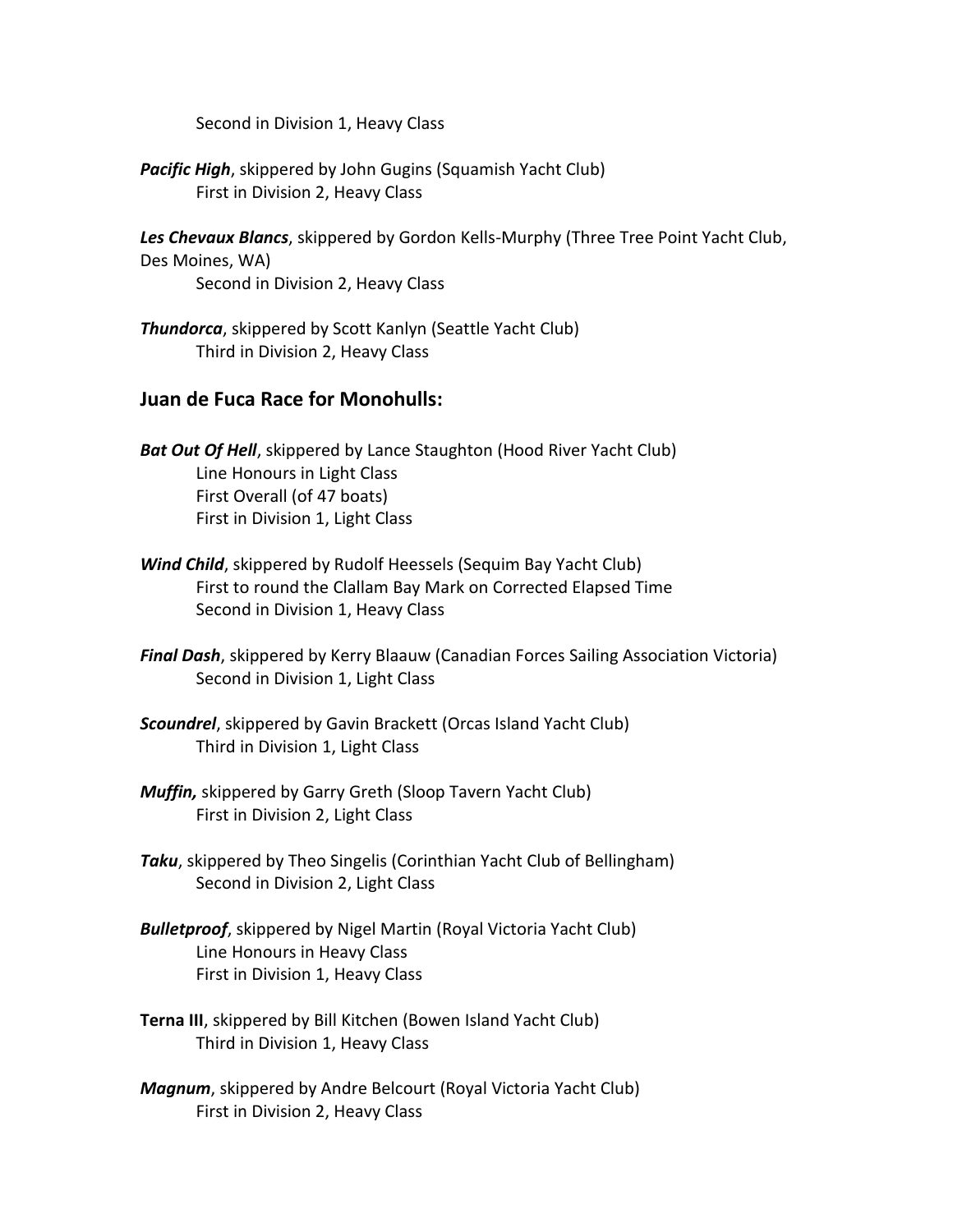Second in Division 1, Heavy Class

***Pacific High***, skippered by John Gugins (Squamish Yacht Club)
First in Division 2, Heavy Class

***Les Chevaux Blancs***, skippered by Gordon Kells-Murphy (Three Tree Point Yacht Club, Des Moines, WA)
Second in Division 2, Heavy Class

***Thundorca***, skippered by Scott Kanlyn (Seattle Yacht Club)
Third in Division 2, Heavy Class

## Juan de Fuca Race for Monohulls:

***Bat Out Of Hell***, skippered by Lance Staughton (Hood River Yacht Club)
Line Honours in Light Class
First Overall (of 47 boats)
First in Division 1, Light Class

***Wind Child***, skippered by Rudolf Heessels (Sequim Bay Yacht Club)
First to round the Clallam Bay Mark on Corrected Elapsed Time
Second in Division 1, Heavy Class

***Final Dash***, skippered by Kerry Blaauw (Canadian Forces Sailing Association Victoria)
Second in Division 1, Light Class

***Scoundrel***, skippered by Gavin Brackett (Orcas Island Yacht Club)
Third in Division 1, Light Class

***Muffin,*** skippered by Garry Greth (Sloop Tavern Yacht Club)
First in Division 2, Light Class

***Taku***, skippered by Theo Singelis (Corinthian Yacht Club of Bellingham)
Second in Division 2, Light Class

***Bulletproof***, skippered by Nigel Martin (Royal Victoria Yacht Club)
Line Honours in Heavy Class
First in Division 1, Heavy Class

**Terna III**, skippered by Bill Kitchen (Bowen Island Yacht Club)
Third in Division 1, Heavy Class

***Magnum***, skippered by Andre Belcourt (Royal Victoria Yacht Club)
First in Division 2, Heavy Class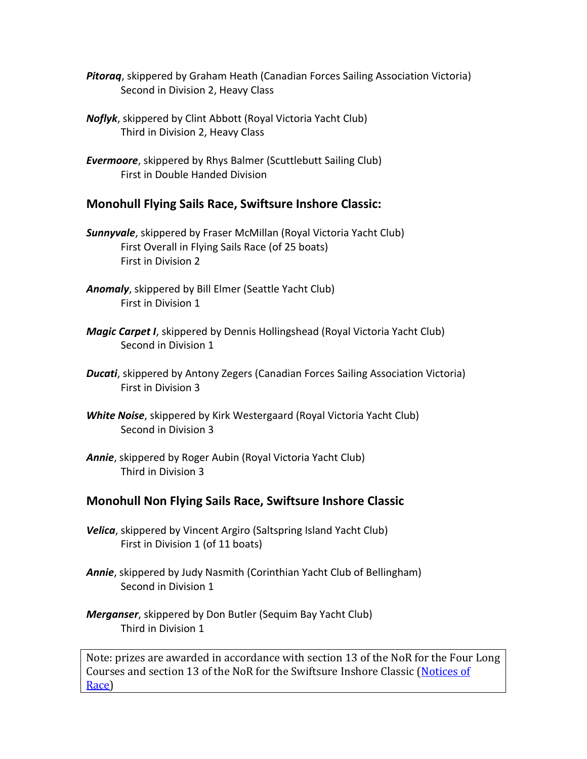***Pitoraq***, skippered by Graham Heath (Canadian Forces Sailing Association Victoria)
Second in Division 2, Heavy Class

***Noflyk***, skippered by Clint Abbott (Royal Victoria Yacht Club)
Third in Division 2, Heavy Class

***Evermoore***, skippered by Rhys Balmer (Scuttlebutt Sailing Club)
First in Double Handed Division

## Monohull Flying Sails Race, Swiftsure Inshore Classic:

***Sunnyvale***, skippered by Fraser McMillan (Royal Victoria Yacht Club)
First Overall in Flying Sails Race (of 25 boats)
First in Division 2

***Anomaly***, skippered by Bill Elmer (Seattle Yacht Club)
First in Division 1

***Magic Carpet I***, skippered by Dennis Hollingshead (Royal Victoria Yacht Club)
Second in Division 1

***Ducati***, skippered by Antony Zegers (Canadian Forces Sailing Association Victoria)
First in Division 3

***White Noise***, skippered by Kirk Westergaard (Royal Victoria Yacht Club)
Second in Division 3

***Annie***, skippered by Roger Aubin (Royal Victoria Yacht Club)
Third in Division 3

## Monohull Non Flying Sails Race, Swiftsure Inshore Classic

***Velica***, skippered by Vincent Argiro (Saltspring Island Yacht Club)
First in Division 1 (of 11 boats)

***Annie***, skippered by Judy Nasmith (Corinthian Yacht Club of Bellingham)
Second in Division 1

***Merganser***, skippered by Don Butler (Sequim Bay Yacht Club)
Third in Division 1

Note: prizes are awarded in accordance with section 13 of the NoR for the Four Long Courses and section 13 of the NoR for the Swiftsure Inshore Classic (Notices of Race)